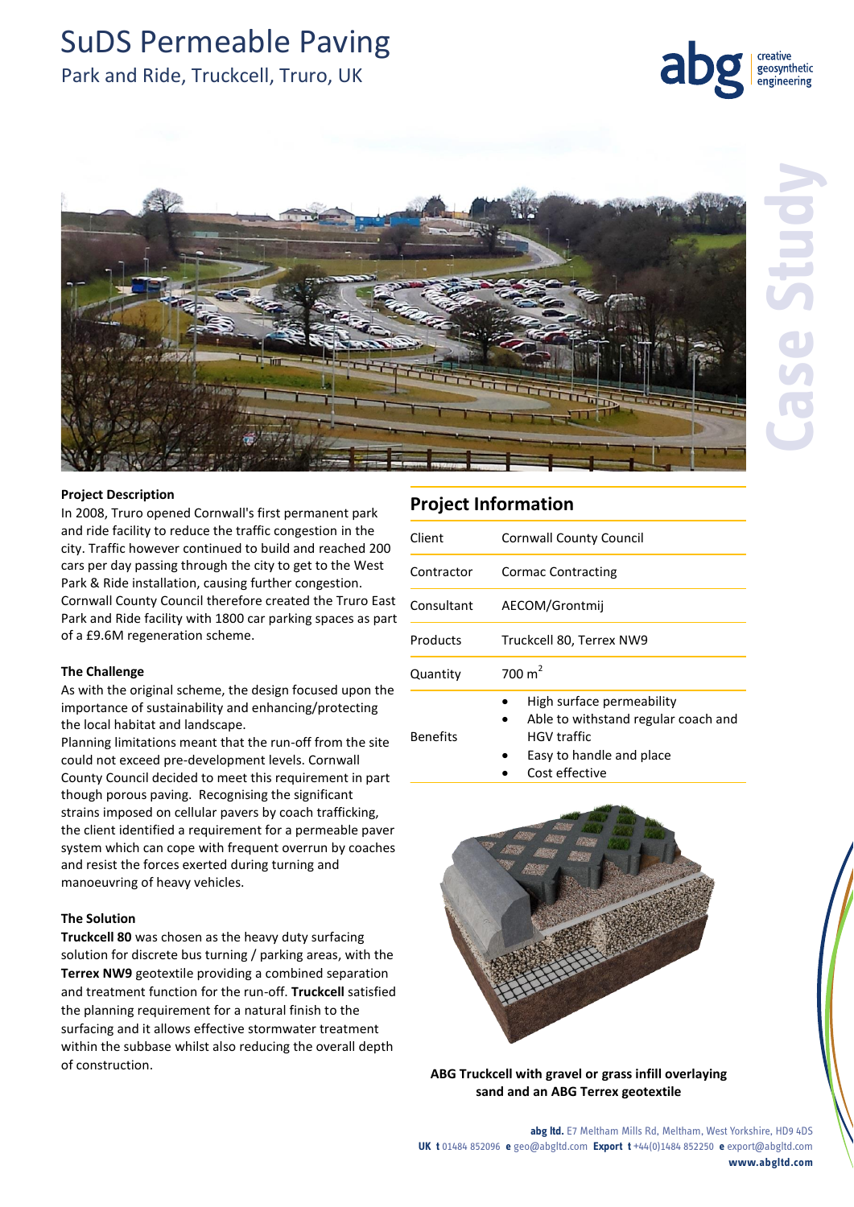# SuDS Permeable Paving

## Park and Ride, Truckcell, Truro, UK

abg creative geosynthetic engineering

Case Study

### Project Description

In 2008, Truro opened Cornwall's first permanent park and ride facility to reduce the traffic congestion in the city. Traffic however continued to build and reached 200 cars per day passing through the city to get to the West Park & Ride installation, causing further congestion. Cornwall County Council therefore created the Truro East Park and Ride facility with 1800 car parking spaces as part of a £9.6M regeneration scheme.

### The Challenge

As with the original scheme, the design focused upon the importance of sustainability and enhancing/protecting the local habitat and landscape.

Planning limitations meant that the run-off from the site could not exceed pre-development levels. Cornwall County Council decided to meet this requirement in part though porous paving. Recognising the significant strains imposed on cellular pavers by coach trafficking, the client identified a requirement for a permeable paver system which can cope with frequent overrun by coaches and resist the forces exerted during turning and manoeuvring of heavy vehicles.

### The Solution

**Truckcell 80** was chosen as the heavy duty surfacing solution for discrete bus turning / parking areas, with the **Terrex NW9** geotextile providing a combined separation and treatment function for the run-off. **Truckcell** satisfied the planning requirement for a natural finish to the surfacing and it allows effective stormwater treatment within the subbase whilst also reducing the overall depth of construction.

### Project Information

| | |
|---|---|
| Client | Cornwall County Council |
| Contractor | Cormac Contracting |
| Consultant | AECOM/Grontmij |
| Products | Truckcell 80, Terrex NW9 |
| Quantity | 700 m$^2$ |
| Benefits | • High surface permeability<br>• Able to withstand regular coach and HGV traffic<br>• Easy to handle and place<br>• Cost effective |

**ABG Truckcell with gravel or grass infill overlaying sand and an ABG Terrex geotextile**

**abg ltd.** E7 Meltham Mills Rd, Meltham, West Yorkshire, HD9 4DS
**UK t** 01484 852096 **e** geo@abgltd.com **Export t** +44(0)1484 852250 **e** export@abgltd.com
**www.abgltd.com**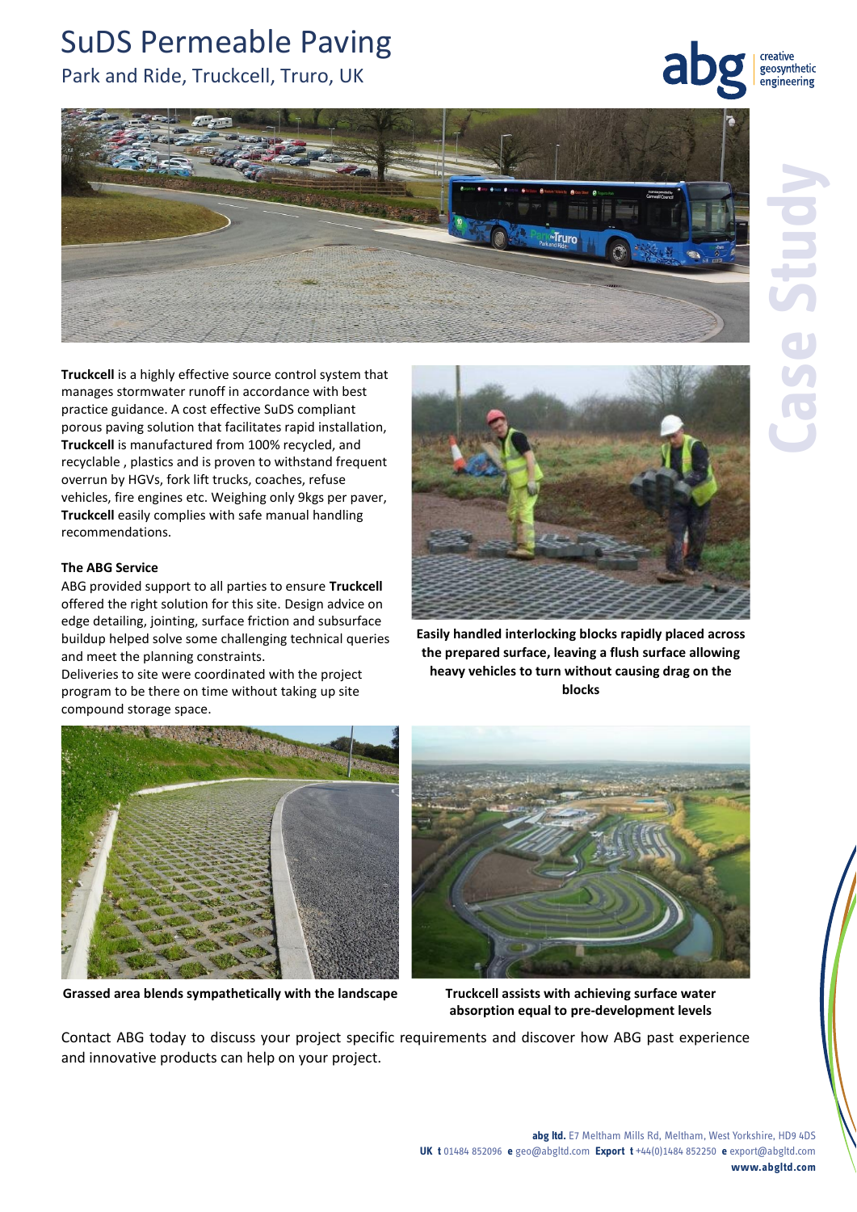# SuDS Permeable Paving

## Park and Ride, Truckcell, Truro, UK

**Truckcell** is a highly effective source control system that manages stormwater runoff in accordance with best practice guidance. A cost effective SuDS compliant porous paving solution that facilitates rapid installation, **Truckcell** is manufactured from 100% recycled, and recyclable , plastics and is proven to withstand frequent overrun by HGVs, fork lift trucks, coaches, refuse vehicles, fire engines etc. Weighing only 9kgs per paver, **Truckcell** easily complies with safe manual handling recommendations.

**The ABG Service**

ABG provided support to all parties to ensure **Truckcell** offered the right solution for this site. Design advice on edge detailing, jointing, surface friction and subsurface buildup helped solve some challenging technical queries and meet the planning constraints.

Deliveries to site were coordinated with the project program to be there on time without taking up site compound storage space.

**Easily handled interlocking blocks rapidly placed across the prepared surface, leaving a flush surface allowing heavy vehicles to turn without causing drag on the blocks**

**Grassed area blends sympathetically with the landscape**

**Truckcell assists with achieving surface water absorption equal to pre-development levels**

Contact ABG today to discuss your project specific requirements and discover how ABG past experience and innovative products can help on your project.

**abg ltd.** E7 Meltham Mills Rd, Meltham, West Yorkshire, HD9 4DS
**UK t** 01484 852096 **e** geo@abgltd.com **Export t** +44(0)1484 852250 **e** export@abgltd.com
**www.abgltd.com**